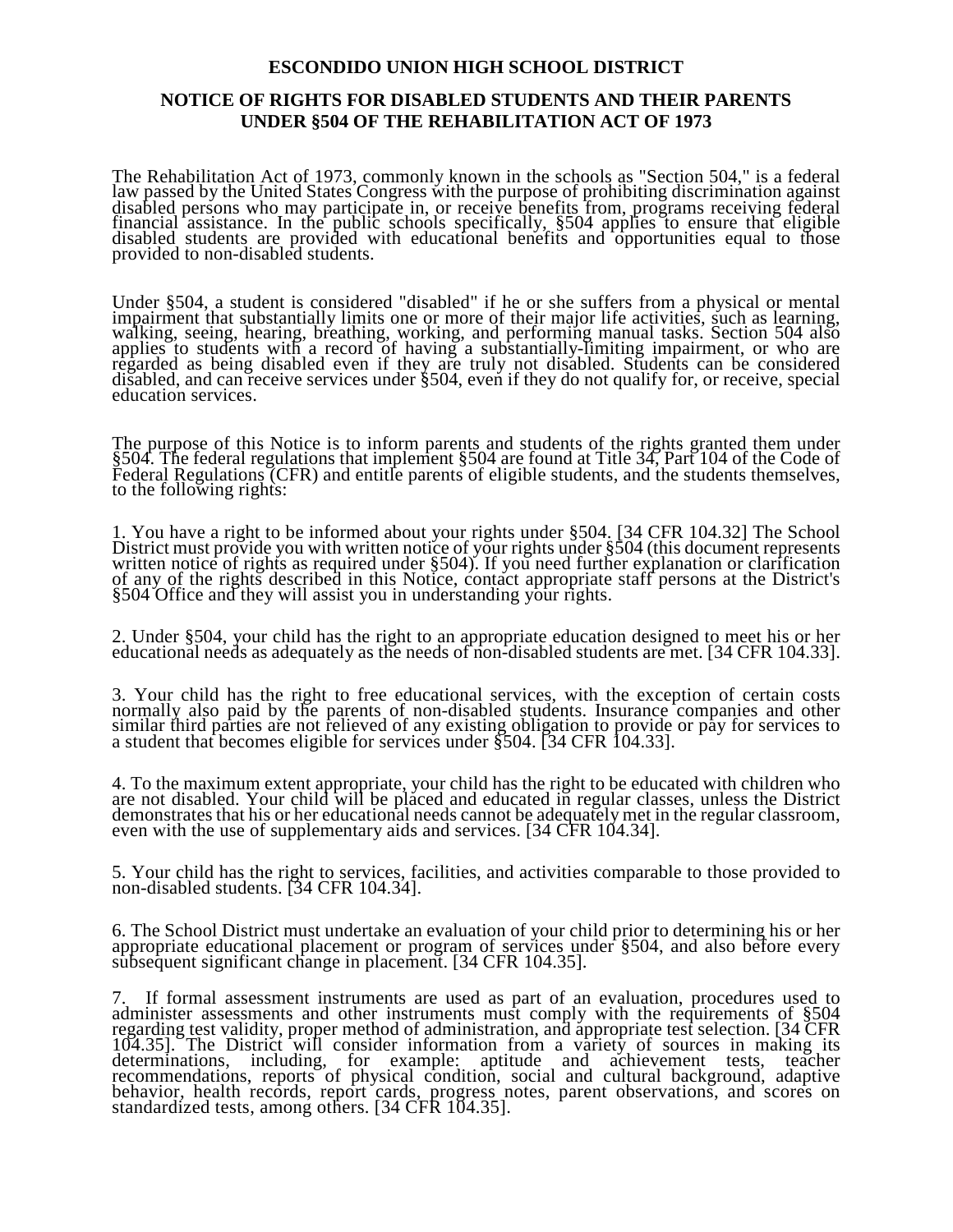**ESCONDIDO UNION HIGH SCHOOL DISTRICT**

**NOTICE OF RIGHTS FOR DISABLED STUDENTS AND THEIR PARENTS UNDER §504 OF THE REHABILITATION ACT OF 1973**

The Rehabilitation Act of 1973, commonly known in the schools as "Section 504," is a federal law passed by the United States Congress with the purpose of prohibiting discrimination against disabled persons who may participate in, or receive benefits from, programs receiving federal financial assistance. In the public schools specifically, §504 applies to ensure that eligible disabled students are provided with educational benefits and opportunities equal to those provided to non-disabled students.

Under §504, a student is considered "disabled" if he or she suffers from a physical or mental impairment that substantially limits one or more of their major life activities, such as learning, walking, seeing, hearing, breathing, working, and performing manual tasks. Section 504 also applies to students with a record of having a substantially-limiting impairment, or who are regarded as being disabled even if they are truly not disabled. Students can be considered disabled, and can receive services under §504, even if they do not qualify for, or receive, special education services.

The purpose of this Notice is to inform parents and students of the rights granted them under §504. The federal regulations that implement §504 are found at Title 34, Part 104 of the Code of Federal Regulations (CFR) and entitle parents of eligible students, and the students themselves, to the following rights:

1. You have a right to be informed about your rights under §504. [34 CFR 104.32] The School District must provide you with written notice of your rights under §504 (this document represents written notice of rights as required under §504). If you need further explanation or clarification of any of the rights described in this Notice, contact appropriate staff persons at the District's §504 Office and they will assist you in understanding your rights.

2. Under §504, your child has the right to an appropriate education designed to meet his or her educational needs as adequately as the needs of non-disabled students are met. [34 CFR 104.33].

3. Your child has the right to free educational services, with the exception of certain costs normally also paid by the parents of non-disabled students. Insurance companies and other similar third parties are not relieved of any existing obligation to provide or pay for services to a student that becomes eligible for services under §504. [34 CFR 104.33].

4. To the maximum extent appropriate, your child has the right to be educated with children who are not disabled. Your child will be placed and educated in regular classes, unless the District demonstrates that his or her educational needs cannot be adequately met in the regular classroom, even with the use of supplementary aids and services. [34 CFR 104.34].

5. Your child has the right to services, facilities, and activities comparable to those provided to non-disabled students. [34 CFR 104.34].

6. The School District must undertake an evaluation of your child prior to determining his or her appropriate educational placement or program of services under §504, and also before every subsequent significant change in placement. [34 CFR 104.35].

7. If formal assessment instruments are used as part of an evaluation, procedures used to administer assessments and other instruments must comply with the requirements of §504 regarding test validity, proper method of administration, and appropriate test selection. [34 CFR 104.35]. The District will consider information from a variety of sources in making its determinations, including, for example: aptitude and achievement tests, teacher recommendations, reports of physical condition, social and cultural background, adaptive behavior, health records, report cards, progress notes, parent observations, and scores on standardized tests, among others. [34 CFR 104.35].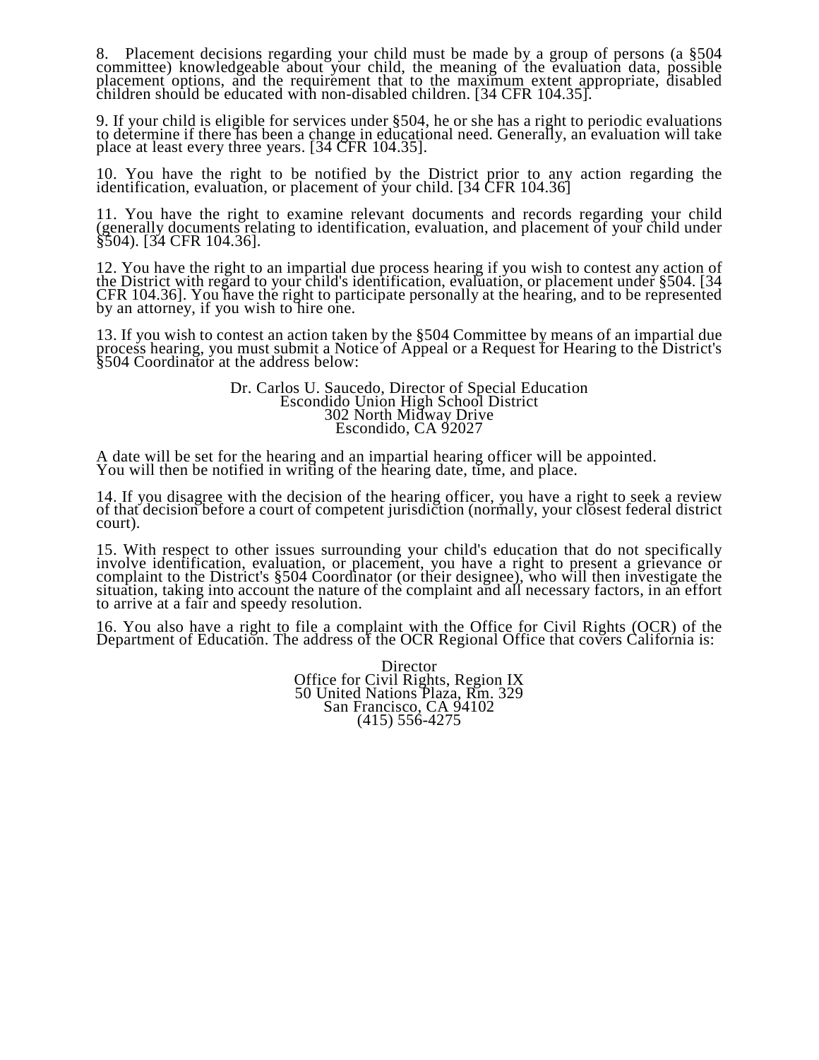8. Placement decisions regarding your child must be made by a group of persons (a §504 committee) knowledgeable about your child, the meaning of the evaluation data, possible placement options, and the requirement that to the maximum extent appropriate, disabled children should be educated with non-disabled children. [34 CFR 104.35].

9. If your child is eligible for services under §504, he or she has a right to periodic evaluations to determine if there has been a change in educational need. Generally, an evaluation will take place at least every three years. [34 CFR 104.35].

10. You have the right to be notified by the District prior to any action regarding the identification, evaluation, or placement of your child. [34 CFR 104.36]

11. You have the right to examine relevant documents and records regarding your child (generally documents relating to identification, evaluation, and placement of your child under §504). [34 CFR 104.36].

12. You have the right to an impartial due process hearing if you wish to contest any action of the District with regard to your child's identification, evaluation, or placement under §504. [34 CFR 104.36]. You have the right to participate personally at the hearing, and to be represented by an attorney, if you wish to hire one.

13. If you wish to contest an action taken by the §504 Committee by means of an impartial due process hearing, you must submit a Notice of Appeal or a Request for Hearing to the District's §504 Coordinator at the address below:

Dr. Carlos U. Saucedo, Director of Special Education
Escondido Union High School District
302 North Midway Drive
Escondido, CA 92027

A date will be set for the hearing and an impartial hearing officer will be appointed.
You will then be notified in writing of the hearing date, time, and place.

14. If you disagree with the decision of the hearing officer, you have a right to seek a review of that decision before a court of competent jurisdiction (normally, your closest federal district court).

15. With respect to other issues surrounding your child's education that do not specifically involve identification, evaluation, or placement, you have a right to present a grievance or complaint to the District's §504 Coordinator (or their designee), who will then investigate the situation, taking into account the nature of the complaint and all necessary factors, in an effort to arrive at a fair and speedy resolution.

16. You also have a right to file a complaint with the Office for Civil Rights (OCR) of the Department of Education. The address of the OCR Regional Office that covers California is:

Director
Office for Civil Rights, Region IX
50 United Nations Plaza, Rm. 329
San Francisco, CA 94102
(415) 556-4275